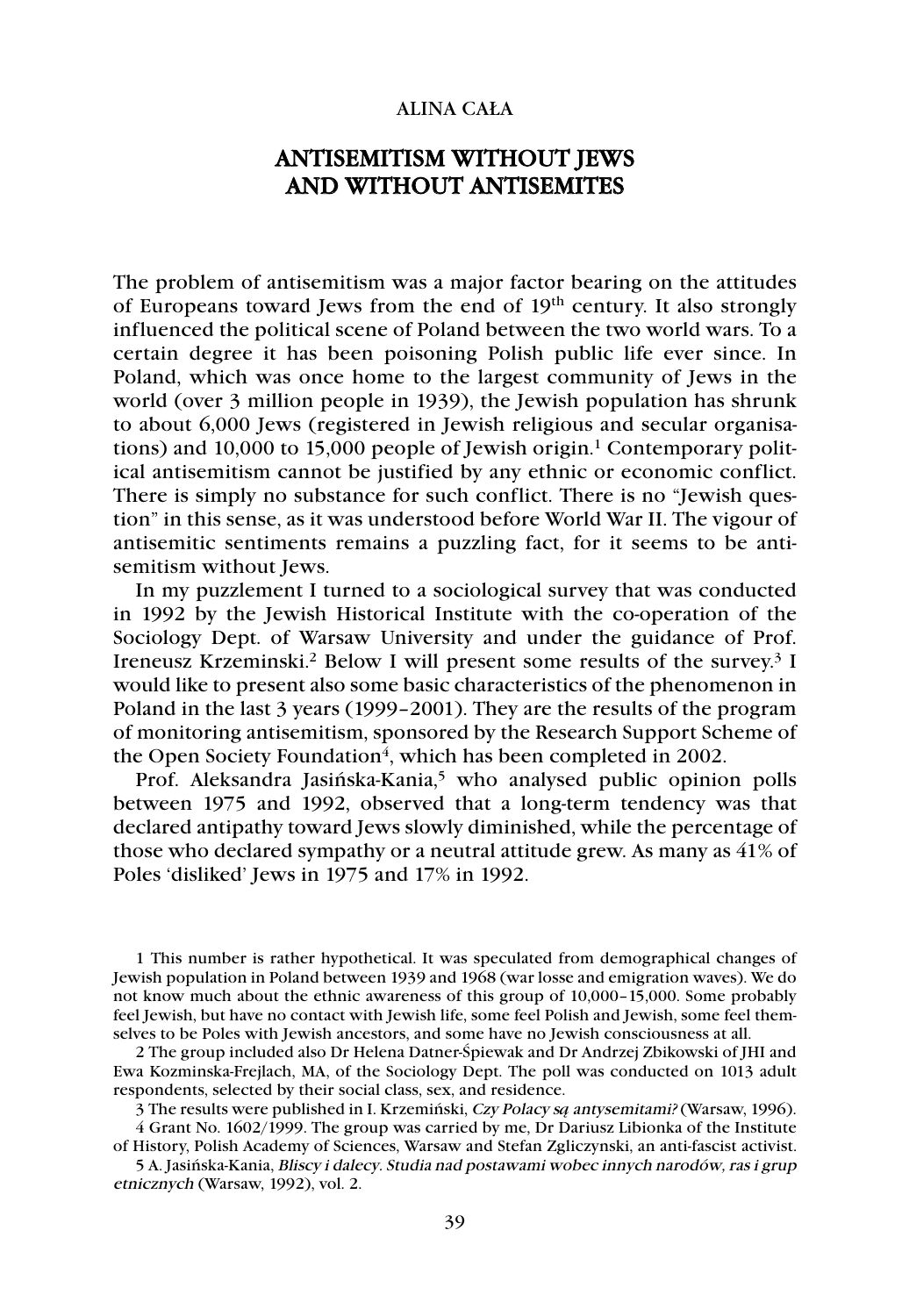ALINA CAŁA

# ANTISEMITISM WITHOUT JEWS AND WITHOUT ANTISEMITES

The problem of antisemitism was a major factor bearing on the attitudes of Europeans toward Jews from the end of 19th century. It also strongly influenced the political scene of Poland between the two world wars. To a certain degree it has been poisoning Polish public life ever since. In Poland, which was once home to the largest community of Jews in the world (over 3 million people in 1939), the Jewish population has shrunk to about 6,000 Jews (registered in Jewish religious and secular organisations) and 10,000 to 15,000 people of Jewish origin.[1] Contemporary political antisemitism cannot be justified by any ethnic or economic conflict. There is simply no substance for such conflict. There is no "Jewish question" in this sense, as it was understood before World War II. The vigour of antisemitic sentiments remains a puzzling fact, for it seems to be antisemitism without Jews.

In my puzzlement I turned to a sociological survey that was conducted in 1992 by the Jewish Historical Institute with the co-operation of the Sociology Dept. of Warsaw University and under the guidance of Prof. Ireneusz Krzeminski.[2] Below I will present some results of the survey.[3] I would like to present also some basic characteristics of the phenomenon in Poland in the last 3 years (1999–2001). They are the results of the program of monitoring antisemitism, sponsored by the Research Support Scheme of the Open Society Foundation[4], which has been completed in 2002.

Prof. Aleksandra Jasińska-Kania,[5] who analysed public opinion polls between 1975 and 1992, observed that a long-term tendency was that declared antipathy toward Jews slowly diminished, while the percentage of those who declared sympathy or a neutral attitude grew. As many as 41% of Poles 'disliked' Jews in 1975 and 17% in 1992.

---

1 This number is rather hypothetical. It was speculated from demographical changes of Jewish population in Poland between 1939 and 1968 (war losse and emigration waves). We do not know much about the ethnic awareness of this group of 10,000–15,000. Some probably feel Jewish, but have no contact with Jewish life, some feel Polish and Jewish, some feel themselves to be Poles with Jewish ancestors, and some have no Jewish consciousness at all.

2 The group included also Dr Helena Datner-Śpiewak and Dr Andrzej Zbikowski of JHI and Ewa Kozminska-Frejlach, MA, of the Sociology Dept. The poll was conducted on 1013 adult respondents, selected by their social class, sex, and residence.

3 The results were published in I. Krzemiński, *Czy Polacy są antysemitami?* (Warsaw, 1996).

4 Grant No. 1602/1999. The group was carried by me, Dr Dariusz Libionka of the Institute of History, Polish Academy of Sciences, Warsaw and Stefan Zgliczynski, an anti-fascist activist.

5 A. Jasińska-Kania, *Bliscy i dalecy. Studia nad postawami wobec innych narodów, ras i grup etnicznych* (Warsaw, 1992), vol. 2.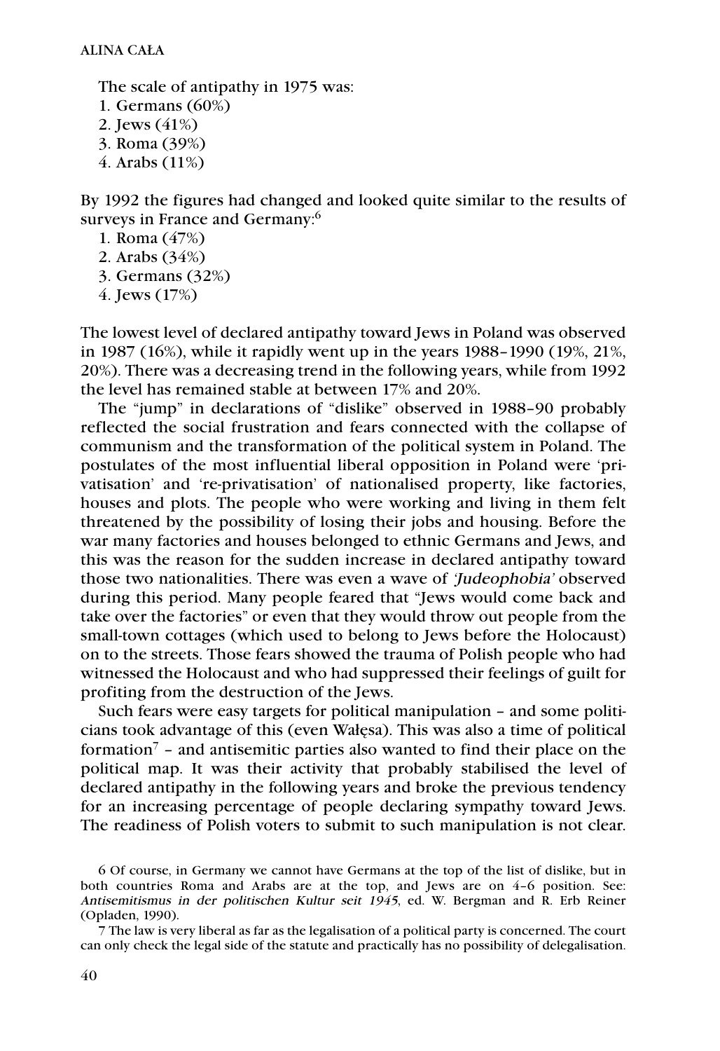The scale of antipathy in 1975 was:

1. Germans (60%)
2. Jews (41%)
3. Roma (39%)
4. Arabs (11%)

By 1992 the figures had changed and looked quite similar to the results of surveys in France and Germany:[6]

1. Roma (47%)
2. Arabs (34%)
3. Germans (32%)
4. Jews (17%)

The lowest level of declared antipathy toward Jews in Poland was observed in 1987 (16%), while it rapidly went up in the years 1988–1990 (19%, 21%, 20%). There was a decreasing trend in the following years, while from 1992 the level has remained stable at between 17% and 20%.

The "jump" in declarations of "dislike" observed in 1988–90 probably reflected the social frustration and fears connected with the collapse of communism and the transformation of the political system in Poland. The postulates of the most influential liberal opposition in Poland were 'privatisation' and 're-privatisation' of nationalised property, like factories, houses and plots. The people who were working and living in them felt threatened by the possibility of losing their jobs and housing. Before the war many factories and houses belonged to ethnic Germans and Jews, and this was the reason for the sudden increase in declared antipathy toward those two nationalities. There was even a wave of *'Judeophobia'* observed during this period. Many people feared that "Jews would come back and take over the factories" or even that they would throw out people from the small-town cottages (which used to belong to Jews before the Holocaust) on to the streets. Those fears showed the trauma of Polish people who had witnessed the Holocaust and who had suppressed their feelings of guilt for profiting from the destruction of the Jews.

Such fears were easy targets for political manipulation – and some politicians took advantage of this (even Wałęsa). This was also a time of political formation[7] – and antisemitic parties also wanted to find their place on the political map. It was their activity that probably stabilised the level of declared antipathy in the following years and broke the previous tendency for an increasing percentage of people declaring sympathy toward Jews. The readiness of Polish voters to submit to such manipulation is not clear.

---

6 Of course, in Germany we cannot have Germans at the top of the list of dislike, but in both countries Roma and Arabs are at the top, and Jews are on 4–6 position. See: *Antisemitismus in der politischen Kultur seit 1945*, ed. W. Bergman and R. Erb Reiner (Opladen, 1990).

7 The law is very liberal as far as the legalisation of a political party is concerned. The court can only check the legal side of the statute and practically has no possibility of delegalisation.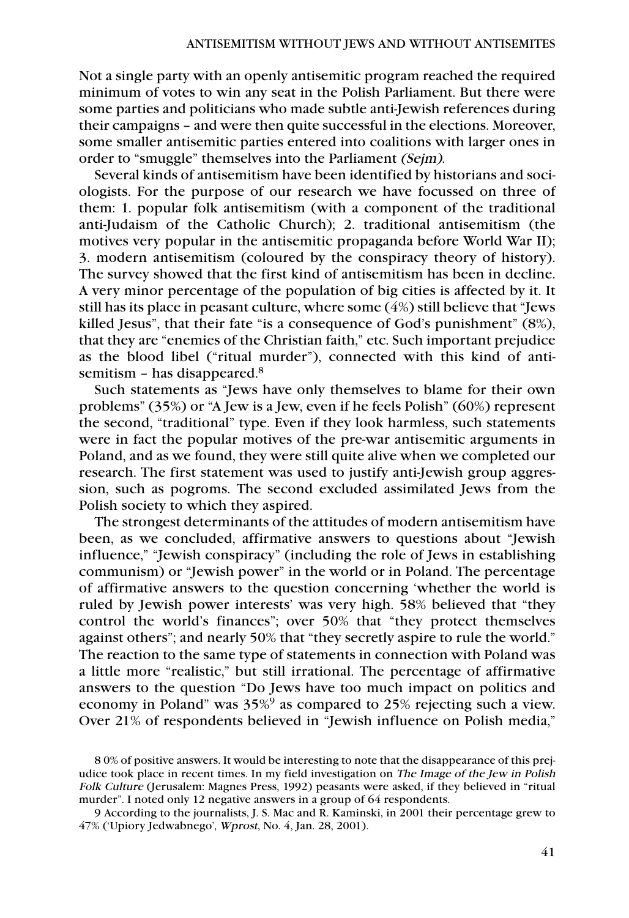Not a single party with an openly antisemitic program reached the required minimum of votes to win any seat in the Polish Parliament. But there were some parties and politicians who made subtle anti-Jewish references during their campaigns – and were then quite successful in the elections. Moreover, some smaller antisemitic parties entered into coalitions with larger ones in order to "smuggle" themselves into the Parliament *(Sejm)*.

Several kinds of antisemitism have been identified by historians and sociologists. For the purpose of our research we have focussed on three of them: 1. popular folk antisemitism (with a component of the traditional anti-Judaism of the Catholic Church); 2. traditional antisemitism (the motives very popular in the antisemitic propaganda before World War II); 3. modern antisemitism (coloured by the conspiracy theory of history). The survey showed that the first kind of antisemitism has been in decline. A very minor percentage of the population of big cities is affected by it. It still has its place in peasant culture, where some (4%) still believe that "Jews killed Jesus", that their fate "is a consequence of God's punishment" (8%), that they are "enemies of the Christian faith," etc. Such important prejudice as the blood libel ("ritual murder"), connected with this kind of antisemitism – has disappeared.[8]

Such statements as "Jews have only themselves to blame for their own problems" (35%) or "A Jew is a Jew, even if he feels Polish" (60%) represent the second, "traditional" type. Even if they look harmless, such statements were in fact the popular motives of the pre-war antisemitic arguments in Poland, and as we found, they were still quite alive when we completed our research. The first statement was used to justify anti-Jewish group aggression, such as pogroms. The second excluded assimilated Jews from the Polish society to which they aspired.

The strongest determinants of the attitudes of modern antisemitism have been, as we concluded, affirmative answers to questions about "Jewish influence," "Jewish conspiracy" (including the role of Jews in establishing communism) or "Jewish power" in the world or in Poland. The percentage of affirmative answers to the question concerning 'whether the world is ruled by Jewish power interests' was very high. 58% believed that "they control the world's finances"; over 50% that "they protect themselves against others"; and nearly 50% that "they secretly aspire to rule the world." The reaction to the same type of statements in connection with Poland was a little more "realistic," but still irrational. The percentage of affirmative answers to the question "Do Jews have too much impact on politics and economy in Poland" was 35%[9] as compared to 25% rejecting such a view. Over 21% of respondents believed in "Jewish influence on Polish media,"

8 0% of positive answers. It would be interesting to note that the disappearance of this prejudice took place in recent times. In my field investigation on *The Image of the Jew in Polish Folk Culture* (Jerusalem: Magnes Press, 1992) peasants were asked, if they believed in "ritual murder". I noted only 12 negative answers in a group of 64 respondents.

9 According to the journalists, J. S. Mac and R. Kaminski, in 2001 their percentage grew to 47% ('Upiory Jedwabnego', *Wprost*, No. 4, Jan. 28, 2001).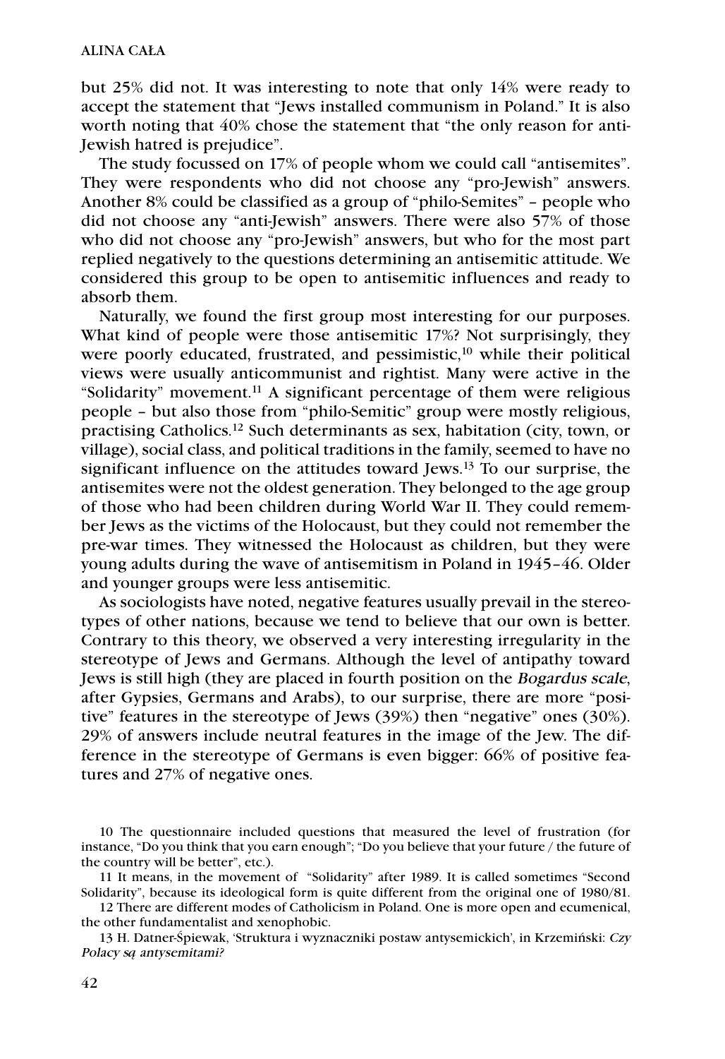but 25% did not. It was interesting to note that only 14% were ready to accept the statement that "Jews installed communism in Poland." It is also worth noting that 40% chose the statement that "the only reason for anti-Jewish hatred is prejudice".

The study focussed on 17% of people whom we could call "antisemites". They were respondents who did not choose any "pro-Jewish" answers. Another 8% could be classified as a group of "philo-Semites" – people who did not choose any "anti-Jewish" answers. There were also 57% of those who did not choose any "pro-Jewish" answers, but who for the most part replied negatively to the questions determining an antisemitic attitude. We considered this group to be open to antisemitic influences and ready to absorb them.

Naturally, we found the first group most interesting for our purposes. What kind of people were those antisemitic 17%? Not surprisingly, they were poorly educated, frustrated, and pessimistic,[10] while their political views were usually anticommunist and rightist. Many were active in the "Solidarity" movement.[11] A significant percentage of them were religious people – but also those from "philo-Semitic" group were mostly religious, practising Catholics.[12] Such determinants as sex, habitation (city, town, or village), social class, and political traditions in the family, seemed to have no significant influence on the attitudes toward Jews.[13] To our surprise, the antisemites were not the oldest generation. They belonged to the age group of those who had been children during World War II. They could remember Jews as the victims of the Holocaust, but they could not remember the pre-war times. They witnessed the Holocaust as children, but they were young adults during the wave of antisemitism in Poland in 1945–46. Older and younger groups were less antisemitic.

As sociologists have noted, negative features usually prevail in the stereotypes of other nations, because we tend to believe that our own is better. Contrary to this theory, we observed a very interesting irregularity in the stereotype of Jews and Germans. Although the level of antipathy toward Jews is still high (they are placed in fourth position on the *Bogardus scale*, after Gypsies, Germans and Arabs), to our surprise, there are more "positive" features in the stereotype of Jews (39%) then "negative" ones (30%). 29% of answers include neutral features in the image of the Jew. The difference in the stereotype of Germans is even bigger: 66% of positive features and 27% of negative ones.

10 The questionnaire included questions that measured the level of frustration (for instance, "Do you think that you earn enough"; "Do you believe that your future / the future of the country will be better", etc.).

11 It means, in the movement of "Solidarity" after 1989. It is called sometimes "Second Solidarity", because its ideological form is quite different from the original one of 1980/81.

12 There are different modes of Catholicism in Poland. One is more open and ecumenical, the other fundamentalist and xenophobic.

13 H. Datner-Śpiewak, 'Struktura i wyznaczniki postaw antysemickich', in Krzemiński: *Czy Polacy są antysemitami?*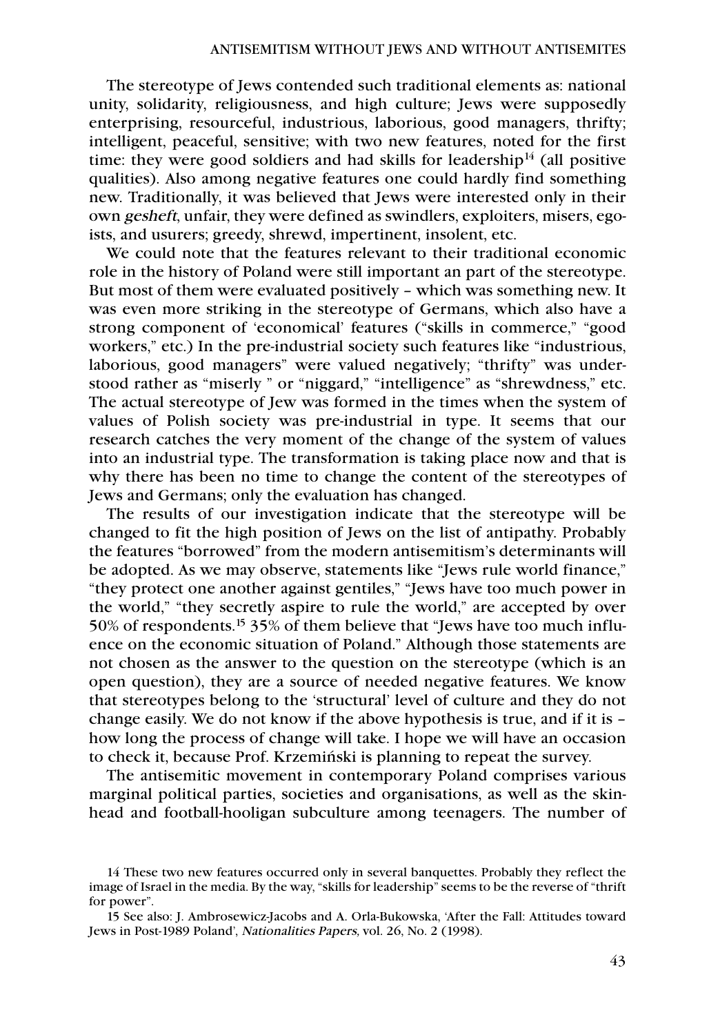The stereotype of Jews contended such traditional elements as: national unity, solidarity, religiousness, and high culture; Jews were supposedly enterprising, resourceful, industrious, laborious, good managers, thrifty; intelligent, peaceful, sensitive; with two new features, noted for the first time: they were good soldiers and had skills for leadership[14] (all positive qualities). Also among negative features one could hardly find something new. Traditionally, it was believed that Jews were interested only in their own *gesheft*, unfair, they were defined as swindlers, exploiters, misers, egoists, and usurers; greedy, shrewd, impertinent, insolent, etc.

We could note that the features relevant to their traditional economic role in the history of Poland were still important an part of the stereotype. But most of them were evaluated positively – which was something new. It was even more striking in the stereotype of Germans, which also have a strong component of 'economical' features ("skills in commerce," "good workers," etc.) In the pre-industrial society such features like "industrious, laborious, good managers" were valued negatively; "thrifty" was understood rather as "miserly " or "niggard," "intelligence" as "shrewdness," etc. The actual stereotype of Jew was formed in the times when the system of values of Polish society was pre-industrial in type. It seems that our research catches the very moment of the change of the system of values into an industrial type. The transformation is taking place now and that is why there has been no time to change the content of the stereotypes of Jews and Germans; only the evaluation has changed.

The results of our investigation indicate that the stereotype will be changed to fit the high position of Jews on the list of antipathy. Probably the features "borrowed" from the modern antisemitism's determinants will be adopted. As we may observe, statements like "Jews rule world finance," "they protect one another against gentiles," "Jews have too much power in the world," "they secretly aspire to rule the world," are accepted by over 50% of respondents.[15] 35% of them believe that "Jews have too much influence on the economic situation of Poland." Although those statements are not chosen as the answer to the question on the stereotype (which is an open question), they are a source of needed negative features. We know that stereotypes belong to the 'structural' level of culture and they do not change easily. We do not know if the above hypothesis is true, and if it is – how long the process of change will take. I hope we will have an occasion to check it, because Prof. Krzemiński is planning to repeat the survey.

The antisemitic movement in contemporary Poland comprises various marginal political parties, societies and organisations, as well as the skinhead and football-hooligan subculture among teenagers. The number of

14 These two new features occurred only in several banquettes. Probably they reflect the image of Israel in the media. By the way, "skills for leadership" seems to be the reverse of "thrift for power".

15 See also: J. Ambrosewicz-Jacobs and A. Orla-Bukowska, 'After the Fall: Attitudes toward Jews in Post-1989 Poland', *Nationalities Papers*, vol. 26, No. 2 (1998).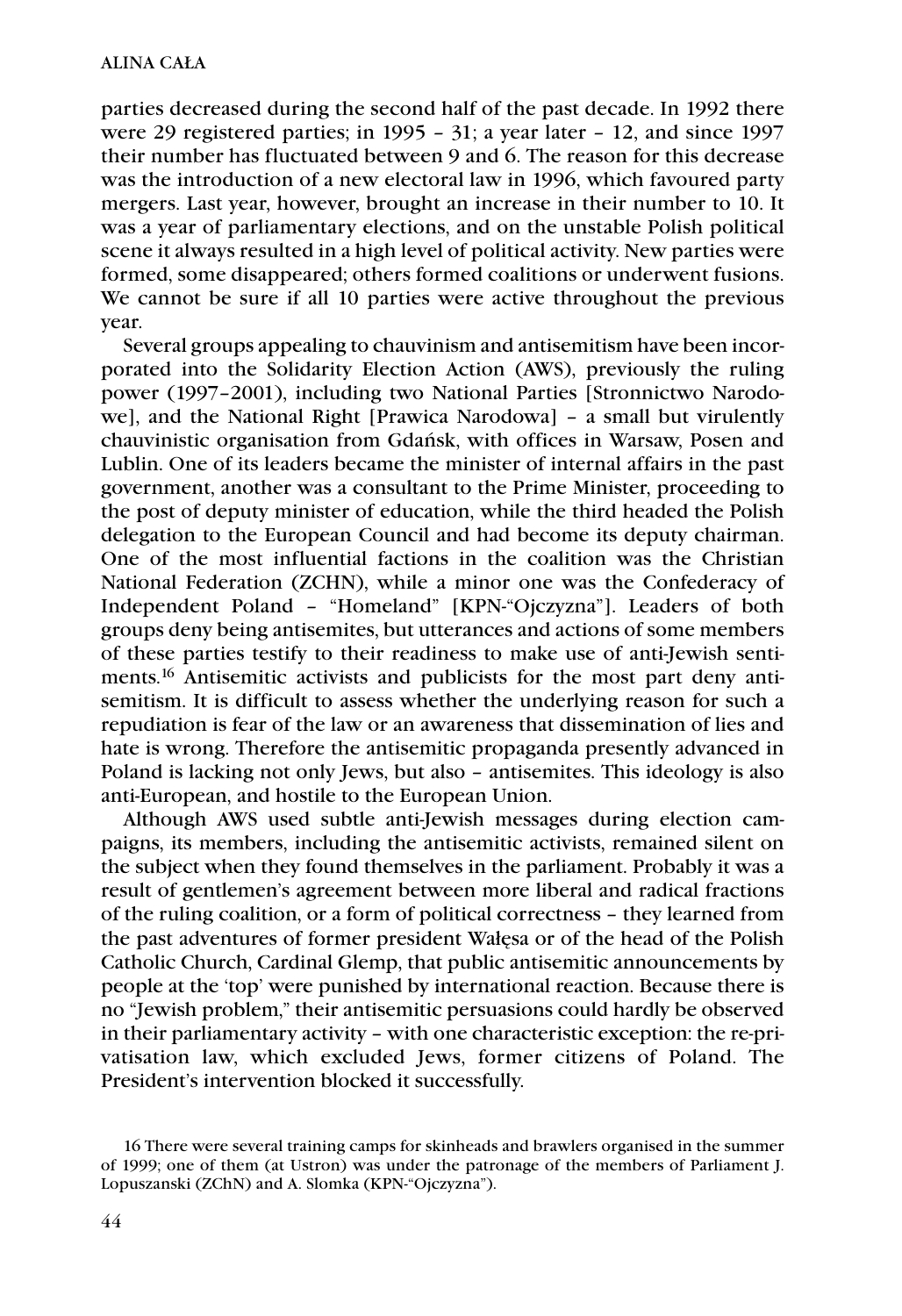parties decreased during the second half of the past decade. In 1992 there were 29 registered parties; in 1995 – 31; a year later – 12, and since 1997 their number has fluctuated between 9 and 6. The reason for this decrease was the introduction of a new electoral law in 1996, which favoured party mergers. Last year, however, brought an increase in their number to 10. It was a year of parliamentary elections, and on the unstable Polish political scene it always resulted in a high level of political activity. New parties were formed, some disappeared; others formed coalitions or underwent fusions. We cannot be sure if all 10 parties were active throughout the previous year.

Several groups appealing to chauvinism and antisemitism have been incorporated into the Solidarity Election Action (AWS), previously the ruling power (1997–2001), including two National Parties [Stronnictwo Narodowe], and the National Right [Prawica Narodowa] – a small but virulently chauvinistic organisation from Gdańsk, with offices in Warsaw, Posen and Lublin. One of its leaders became the minister of internal affairs in the past government, another was a consultant to the Prime Minister, proceeding to the post of deputy minister of education, while the third headed the Polish delegation to the European Council and had become its deputy chairman. One of the most influential factions in the coalition was the Christian National Federation (ZCHN), while a minor one was the Confederacy of Independent Poland – "Homeland" [KPN-"Ojczyzna"]. Leaders of both groups deny being antisemites, but utterances and actions of some members of these parties testify to their readiness to make use of anti-Jewish sentiments.[16] Antisemitic activists and publicists for the most part deny antisemitism. It is difficult to assess whether the underlying reason for such a repudiation is fear of the law or an awareness that dissemination of lies and hate is wrong. Therefore the antisemitic propaganda presently advanced in Poland is lacking not only Jews, but also – antisemites. This ideology is also anti-European, and hostile to the European Union.

Although AWS used subtle anti-Jewish messages during election campaigns, its members, including the antisemitic activists, remained silent on the subject when they found themselves in the parliament. Probably it was a result of gentlemen's agreement between more liberal and radical fractions of the ruling coalition, or a form of political correctness – they learned from the past adventures of former president Wałęsa or of the head of the Polish Catholic Church, Cardinal Glemp, that public antisemitic announcements by people at the 'top' were punished by international reaction. Because there is no "Jewish problem," their antisemitic persuasions could hardly be observed in their parliamentary activity – with one characteristic exception: the re-privatisation law, which excluded Jews, former citizens of Poland. The President's intervention blocked it successfully.

16 There were several training camps for skinheads and brawlers organised in the summer of 1999; one of them (at Ustron) was under the patronage of the members of Parliament J. Lopuszanski (ZChN) and A. Slomka (KPN-"Ojczyzna").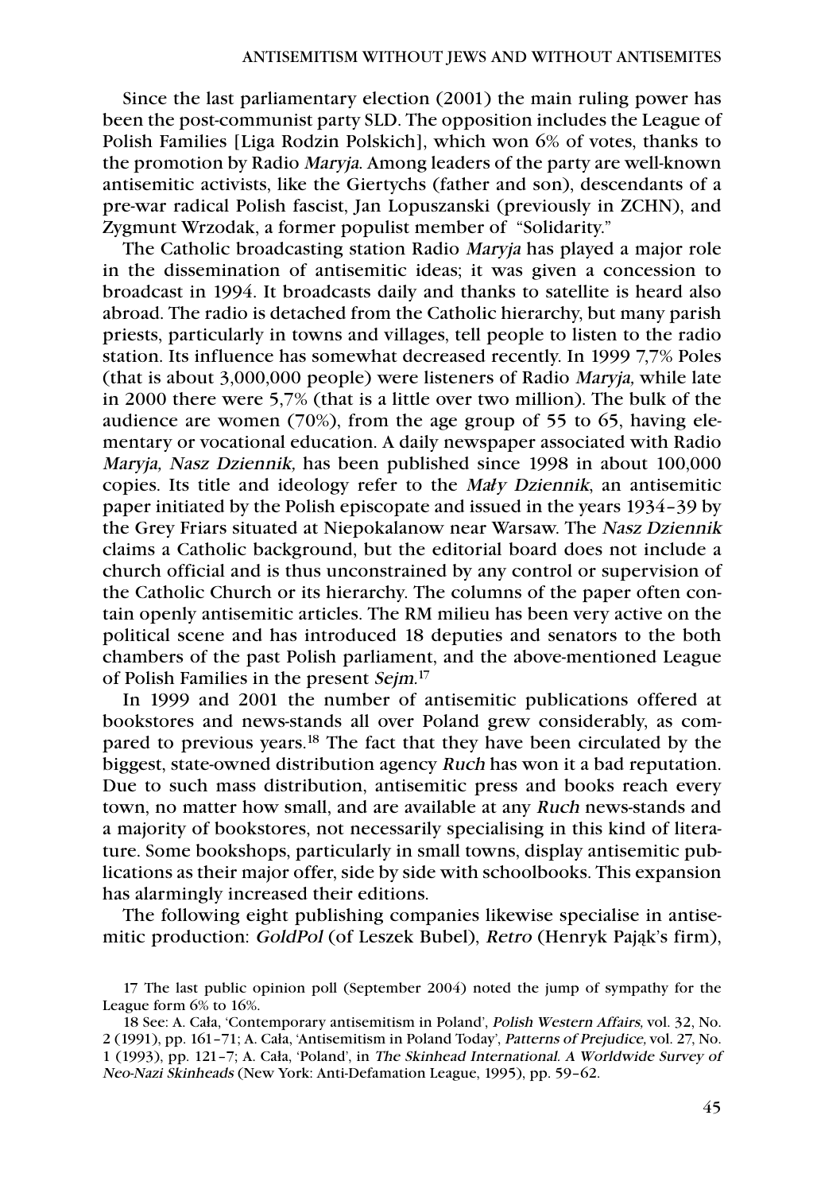Since the last parliamentary election (2001) the main ruling power has been the post-communist party SLD. The opposition includes the League of Polish Families [Liga Rodzin Polskich], which won 6% of votes, thanks to the promotion by Radio *Maryja*. Among leaders of the party are well-known antisemitic activists, like the Giertychs (father and son), descendants of a pre-war radical Polish fascist, Jan Lopuszanski (previously in ZCHN), and Zygmunt Wrzodak, a former populist member of "Solidarity."

The Catholic broadcasting station Radio *Maryja* has played a major role in the dissemination of antisemitic ideas; it was given a concession to broadcast in 1994. It broadcasts daily and thanks to satellite is heard also abroad. The radio is detached from the Catholic hierarchy, but many parish priests, particularly in towns and villages, tell people to listen to the radio station. Its influence has somewhat decreased recently. In 1999 7,7% Poles (that is about 3,000,000 people) were listeners of Radio *Maryja,* while late in 2000 there were 5,7% (that is a little over two million). The bulk of the audience are women (70%), from the age group of 55 to 65, having elementary or vocational education. A daily newspaper associated with Radio *Maryja, Nasz Dziennik,* has been published since 1998 in about 100,000 copies. Its title and ideology refer to the *Mały Dziennik*, an antisemitic paper initiated by the Polish episcopate and issued in the years 1934–39 by the Grey Friars situated at Niepokalanow near Warsaw. The *Nasz Dziennik* claims a Catholic background, but the editorial board does not include a church official and is thus unconstrained by any control or supervision of the Catholic Church or its hierarchy. The columns of the paper often contain openly antisemitic articles. The RM milieu has been very active on the political scene and has introduced 18 deputies and senators to the both chambers of the past Polish parliament, and the above-mentioned League of Polish Families in the present *Sejm*.[17]

In 1999 and 2001 the number of antisemitic publications offered at bookstores and news-stands all over Poland grew considerably, as compared to previous years.[18] The fact that they have been circulated by the biggest, state-owned distribution agency *Ruch* has won it a bad reputation. Due to such mass distribution, antisemitic press and books reach every town, no matter how small, and are available at any *Ruch* news-stands and a majority of bookstores, not necessarily specialising in this kind of literature. Some bookshops, particularly in small towns, display antisemitic publications as their major offer, side by side with schoolbooks. This expansion has alarmingly increased their editions.

The following eight publishing companies likewise specialise in antisemitic production: *GoldPol* (of Leszek Bubel), *Retro* (Henryk Pająk's firm),

---

17 The last public opinion poll (September 2004) noted the jump of sympathy for the League form 6% to 16%.

18 See: A. Cała, 'Contemporary antisemitism in Poland', *Polish Western Affairs,* vol. 32, No. 2 (1991), pp. 161–71; A. Cała, 'Antisemitism in Poland Today', *Patterns of Prejudice,* vol. 27, No. 1 (1993), pp. 121–7; A. Cała, 'Poland', in *The Skinhead International. A Worldwide Survey of Neo-Nazi Skinheads* (New York: Anti-Defamation League, 1995), pp. 59–62.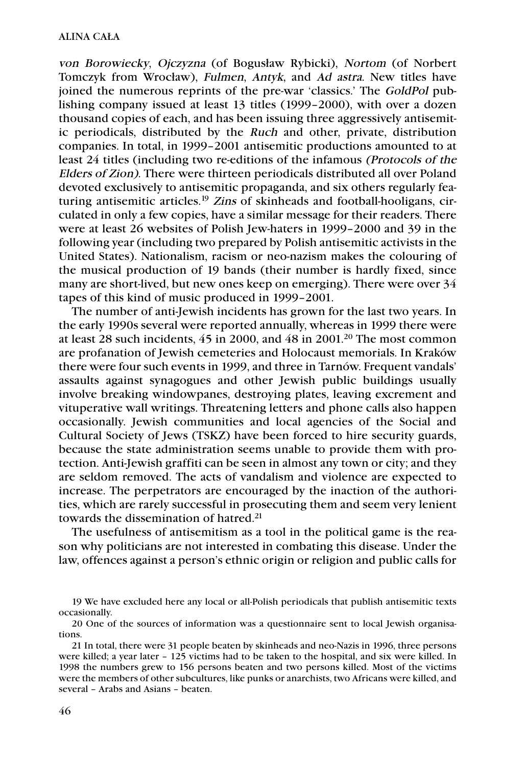*von Borowiecky*, *Ojczyzna* (of Bogusław Rybicki), *Nortom* (of Norbert Tomczyk from Wrocław), *Fulmen*, *Antyk*, and *Ad astra*. New titles have joined the numerous reprints of the pre-war 'classics.' The *GoldPol* publishing company issued at least 13 titles (1999–2000), with over a dozen thousand copies of each, and has been issuing three aggressively antisemitic periodicals, distributed by the *Ruch* and other, private, distribution companies. In total, in 1999–2001 antisemitic productions amounted to at least 24 titles (including two re-editions of the infamous *(Protocols of the Elders of Zion)*. There were thirteen periodicals distributed all over Poland devoted exclusively to antisemitic propaganda, and six others regularly featuring antisemitic articles.[19] *Zins* of skinheads and football-hooligans, circulated in only a few copies, have a similar message for their readers. There were at least 26 websites of Polish Jew-haters in 1999–2000 and 39 in the following year (including two prepared by Polish antisemitic activists in the United States). Nationalism, racism or neo-nazism makes the colouring of the musical production of 19 bands (their number is hardly fixed, since many are short-lived, but new ones keep on emerging). There were over 34 tapes of this kind of music produced in 1999–2001.

The number of anti-Jewish incidents has grown for the last two years. In the early 1990s several were reported annually, whereas in 1999 there were at least 28 such incidents, 45 in 2000, and 48 in 2001.[20] The most common are profanation of Jewish cemeteries and Holocaust memorials. In Kraków there were four such events in 1999, and three in Tarnów. Frequent vandals' assaults against synagogues and other Jewish public buildings usually involve breaking windowpanes, destroying plates, leaving excrement and vituperative wall writings. Threatening letters and phone calls also happen occasionally. Jewish communities and local agencies of the Social and Cultural Society of Jews (TSKZ) have been forced to hire security guards, because the state administration seems unable to provide them with protection. Anti-Jewish graffiti can be seen in almost any town or city; and they are seldom removed. The acts of vandalism and violence are expected to increase. The perpetrators are encouraged by the inaction of the authorities, which are rarely successful in prosecuting them and seem very lenient towards the dissemination of hatred.[21]

The usefulness of antisemitism as a tool in the political game is the reason why politicians are not interested in combating this disease. Under the law, offences against a person's ethnic origin or religion and public calls for

---

19 We have excluded here any local or all-Polish periodicals that publish antisemitic texts occasionally.

20 One of the sources of information was a questionnaire sent to local Jewish organisations.

21 In total, there were 31 people beaten by skinheads and neo-Nazis in 1996, three persons were killed; a year later – 125 victims had to be taken to the hospital, and six were killed. In 1998 the numbers grew to 156 persons beaten and two persons killed. Most of the victims were the members of other subcultures, like punks or anarchists, two Africans were killed, and several – Arabs and Asians – beaten.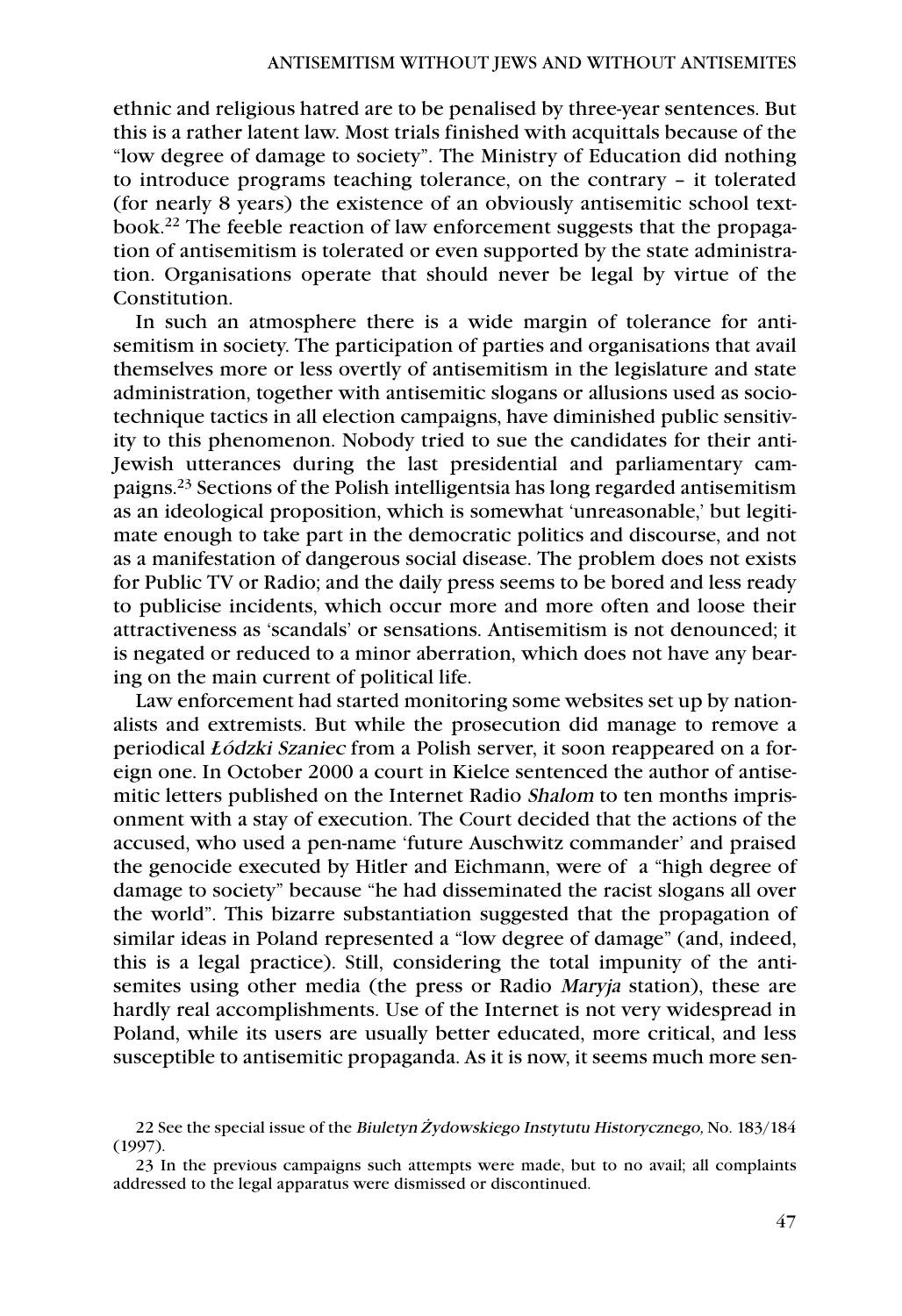ethnic and religious hatred are to be penalised by three-year sentences. But this is a rather latent law. Most trials finished with acquittals because of the "low degree of damage to society". The Ministry of Education did nothing to introduce programs teaching tolerance, on the contrary – it tolerated (for nearly 8 years) the existence of an obviously antisemitic school textbook.[22] The feeble reaction of law enforcement suggests that the propagation of antisemitism is tolerated or even supported by the state administration. Organisations operate that should never be legal by virtue of the Constitution.

In such an atmosphere there is a wide margin of tolerance for antisemitism in society. The participation of parties and organisations that avail themselves more or less overtly of antisemitism in the legislature and state administration, together with antisemitic slogans or allusions used as sociotechnique tactics in all election campaigns, have diminished public sensitivity to this phenomenon. Nobody tried to sue the candidates for their anti-Jewish utterances during the last presidential and parliamentary campaigns.[23] Sections of the Polish intelligentsia has long regarded antisemitism as an ideological proposition, which is somewhat 'unreasonable,' but legitimate enough to take part in the democratic politics and discourse, and not as a manifestation of dangerous social disease. The problem does not exists for Public TV or Radio; and the daily press seems to be bored and less ready to publicise incidents, which occur more and more often and loose their attractiveness as 'scandals' or sensations. Antisemitism is not denounced; it is negated or reduced to a minor aberration, which does not have any bearing on the main current of political life.

Law enforcement had started monitoring some websites set up by nationalists and extremists. But while the prosecution did manage to remove a periodical *Łódzki Szaniec* from a Polish server, it soon reappeared on a foreign one. In October 2000 a court in Kielce sentenced the author of antisemitic letters published on the Internet Radio *Shalom* to ten months imprisonment with a stay of execution. The Court decided that the actions of the accused, who used a pen-name 'future Auschwitz commander' and praised the genocide executed by Hitler and Eichmann, were of a "high degree of damage to society" because "he had disseminated the racist slogans all over the world". This bizarre substantiation suggested that the propagation of similar ideas in Poland represented a "low degree of damage" (and, indeed, this is a legal practice). Still, considering the total impunity of the antisemites using other media (the press or Radio *Maryja* station), these are hardly real accomplishments. Use of the Internet is not very widespread in Poland, while its users are usually better educated, more critical, and less susceptible to antisemitic propaganda. As it is now, it seems much more sen-

22 See the special issue of the *Biuletyn Żydowskiego Instytutu Historycznego,* No. 183/184 (1997).

23 In the previous campaigns such attempts were made, but to no avail; all complaints addressed to the legal apparatus were dismissed or discontinued.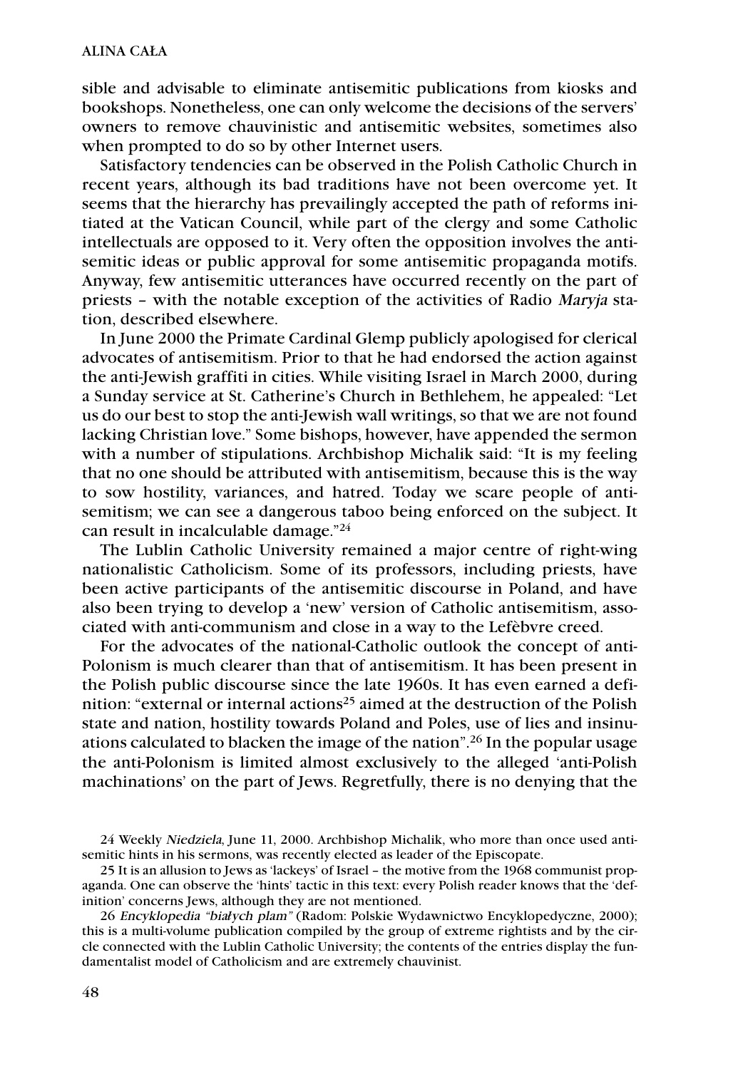sible and advisable to eliminate antisemitic publications from kiosks and bookshops. Nonetheless, one can only welcome the decisions of the servers' owners to remove chauvinistic and antisemitic websites, sometimes also when prompted to do so by other Internet users.

Satisfactory tendencies can be observed in the Polish Catholic Church in recent years, although its bad traditions have not been overcome yet. It seems that the hierarchy has prevailingly accepted the path of reforms initiated at the Vatican Council, while part of the clergy and some Catholic intellectuals are opposed to it. Very often the opposition involves the antisemitic ideas or public approval for some antisemitic propaganda motifs. Anyway, few antisemitic utterances have occurred recently on the part of priests – with the notable exception of the activities of Radio *Maryja* station, described elsewhere.

In June 2000 the Primate Cardinal Glemp publicly apologised for clerical advocates of antisemitism. Prior to that he had endorsed the action against the anti-Jewish graffiti in cities. While visiting Israel in March 2000, during a Sunday service at St. Catherine's Church in Bethlehem, he appealed: "Let us do our best to stop the anti-Jewish wall writings, so that we are not found lacking Christian love." Some bishops, however, have appended the sermon with a number of stipulations. Archbishop Michalik said: "It is my feeling that no one should be attributed with antisemitism, because this is the way to sow hostility, variances, and hatred. Today we scare people of antisemitism; we can see a dangerous taboo being enforced on the subject. It can result in incalculable damage."[24]

The Lublin Catholic University remained a major centre of right-wing nationalistic Catholicism. Some of its professors, including priests, have been active participants of the antisemitic discourse in Poland, and have also been trying to develop a 'new' version of Catholic antisemitism, associated with anti-communism and close in a way to the Lefèbvre creed.

For the advocates of the national-Catholic outlook the concept of anti-Polonism is much clearer than that of antisemitism. It has been present in the Polish public discourse since the late 1960s. It has even earned a definition: "external or internal actions[25] aimed at the destruction of the Polish state and nation, hostility towards Poland and Poles, use of lies and insinuations calculated to blacken the image of the nation".[26] In the popular usage the anti-Polonism is limited almost exclusively to the alleged 'anti-Polish machinations' on the part of Jews. Regretfully, there is no denying that the

24 Weekly *Niedziela*, June 11, 2000. Archbishop Michalik, who more than once used antisemitic hints in his sermons, was recently elected as leader of the Episcopate.

25 It is an allusion to Jews as 'lackeys' of Israel – the motive from the 1968 communist propaganda. One can observe the 'hints' tactic in this text: every Polish reader knows that the 'definition' concerns Jews, although they are not mentioned.

26 *Encyklopedia "białych plam"* (Radom: Polskie Wydawnictwo Encyklopedyczne, 2000); this is a multi-volume publication compiled by the group of extreme rightists and by the circle connected with the Lublin Catholic University; the contents of the entries display the fundamentalist model of Catholicism and are extremely chauvinist.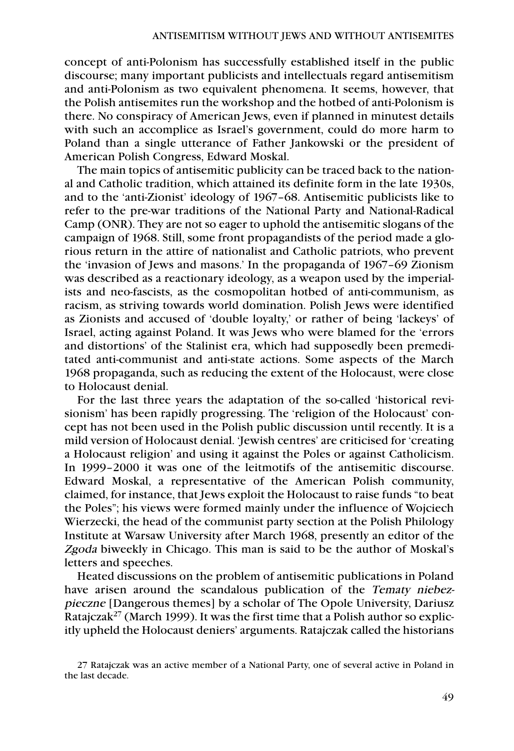concept of anti-Polonism has successfully established itself in the public discourse; many important publicists and intellectuals regard antisemitism and anti-Polonism as two equivalent phenomena. It seems, however, that the Polish antisemites run the workshop and the hotbed of anti-Polonism is there. No conspiracy of American Jews, even if planned in minutest details with such an accomplice as Israel's government, could do more harm to Poland than a single utterance of Father Jankowski or the president of American Polish Congress, Edward Moskal.

The main topics of antisemitic publicity can be traced back to the national and Catholic tradition, which attained its definite form in the late 1930s, and to the 'anti-Zionist' ideology of 1967–68. Antisemitic publicists like to refer to the pre-war traditions of the National Party and National-Radical Camp (ONR). They are not so eager to uphold the antisemitic slogans of the campaign of 1968. Still, some front propagandists of the period made a glorious return in the attire of nationalist and Catholic patriots, who prevent the 'invasion of Jews and masons.' In the propaganda of 1967–69 Zionism was described as a reactionary ideology, as a weapon used by the imperialists and neo-fascists, as the cosmopolitan hotbed of anti-communism, as racism, as striving towards world domination. Polish Jews were identified as Zionists and accused of 'double loyalty,' or rather of being 'lackeys' of Israel, acting against Poland. It was Jews who were blamed for the 'errors and distortions' of the Stalinist era, which had supposedly been premeditated anti-communist and anti-state actions. Some aspects of the March 1968 propaganda, such as reducing the extent of the Holocaust, were close to Holocaust denial.

For the last three years the adaptation of the so-called 'historical revisionism' has been rapidly progressing. The 'religion of the Holocaust' concept has not been used in the Polish public discussion until recently. It is a mild version of Holocaust denial. 'Jewish centres' are criticised for 'creating a Holocaust religion' and using it against the Poles or against Catholicism. In 1999–2000 it was one of the leitmotifs of the antisemitic discourse. Edward Moskal, a representative of the American Polish community, claimed, for instance, that Jews exploit the Holocaust to raise funds "to beat the Poles"; his views were formed mainly under the influence of Wojciech Wierzecki, the head of the communist party section at the Polish Philology Institute at Warsaw University after March 1968, presently an editor of the *Zgoda* biweekly in Chicago. This man is said to be the author of Moskal's letters and speeches.

Heated discussions on the problem of antisemitic publications in Poland have arisen around the scandalous publication of the *Tematy niebezpieczne* [Dangerous themes] by a scholar of The Opole University, Dariusz Ratajczak[27] (March 1999). It was the first time that a Polish author so explicitly upheld the Holocaust deniers' arguments. Ratajczak called the historians

27 Ratajczak was an active member of a National Party, one of several active in Poland in the last decade.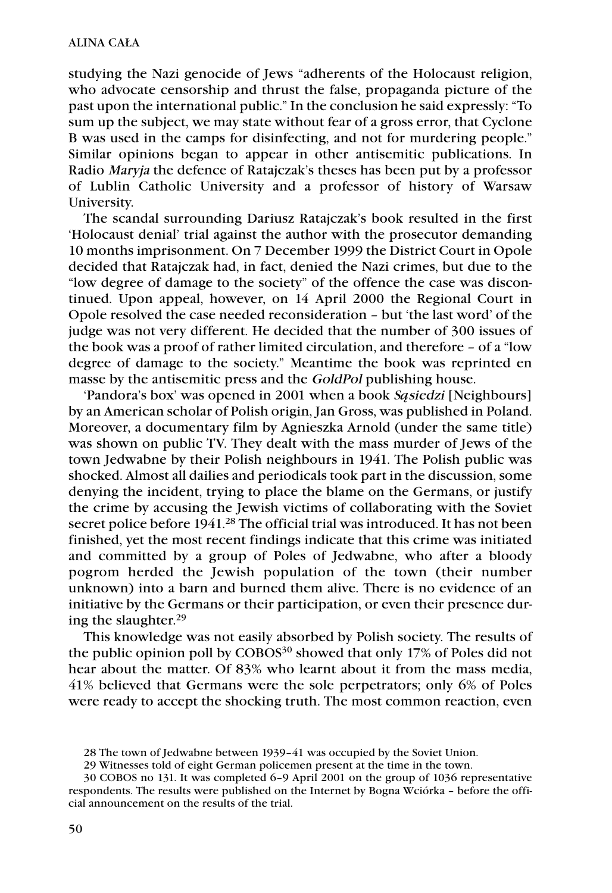studying the Nazi genocide of Jews "adherents of the Holocaust religion, who advocate censorship and thrust the false, propaganda picture of the past upon the international public." In the conclusion he said expressly: "To sum up the subject, we may state without fear of a gross error, that Cyclone B was used in the camps for disinfecting, and not for murdering people." Similar opinions began to appear in other antisemitic publications. In Radio *Maryja* the defence of Ratajczak's theses has been put by a professor of Lublin Catholic University and a professor of history of Warsaw University.

The scandal surrounding Dariusz Ratajczak's book resulted in the first 'Holocaust denial' trial against the author with the prosecutor demanding 10 months imprisonment. On 7 December 1999 the District Court in Opole decided that Ratajczak had, in fact, denied the Nazi crimes, but due to the "low degree of damage to the society" of the offence the case was discontinued. Upon appeal, however, on 14 April 2000 the Regional Court in Opole resolved the case needed reconsideration – but 'the last word' of the judge was not very different. He decided that the number of 300 issues of the book was a proof of rather limited circulation, and therefore – of a "low degree of damage to the society." Meantime the book was reprinted en masse by the antisemitic press and the *GoldPol* publishing house.

'Pandora's box' was opened in 2001 when a book *Sąsiedzi* [Neighbours] by an American scholar of Polish origin, Jan Gross, was published in Poland. Moreover, a documentary film by Agnieszka Arnold (under the same title) was shown on public TV. They dealt with the mass murder of Jews of the town Jedwabne by their Polish neighbours in 1941. The Polish public was shocked. Almost all dailies and periodicals took part in the discussion, some denying the incident, trying to place the blame on the Germans, or justify the crime by accusing the Jewish victims of collaborating with the Soviet secret police before 1941.[28] The official trial was introduced. It has not been finished, yet the most recent findings indicate that this crime was initiated and committed by a group of Poles of Jedwabne, who after a bloody pogrom herded the Jewish population of the town (their number unknown) into a barn and burned them alive. There is no evidence of an initiative by the Germans or their participation, or even their presence during the slaughter.[29]

This knowledge was not easily absorbed by Polish society. The results of the public opinion poll by COBOS[30] showed that only 17% of Poles did not hear about the matter. Of 83% who learnt about it from the mass media, 41% believed that Germans were the sole perpetrators; only 6% of Poles were ready to accept the shocking truth. The most common reaction, even

28 The town of Jedwabne between 1939–41 was occupied by the Soviet Union.

29 Witnesses told of eight German policemen present at the time in the town.

30 COBOS no 131. It was completed 6–9 April 2001 on the group of 1036 representative respondents. The results were published on the Internet by Bogna Wciórka – before the official announcement on the results of the trial.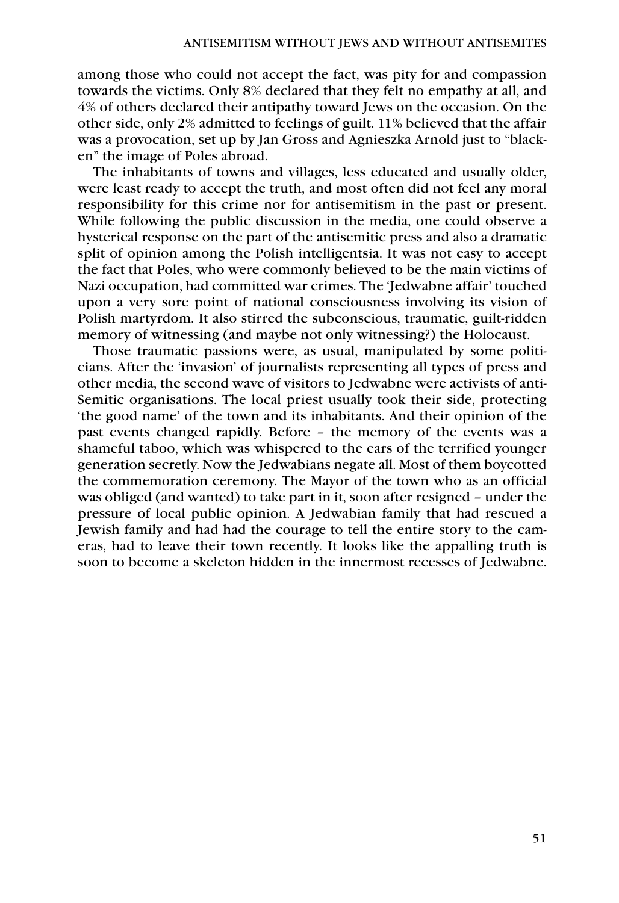among those who could not accept the fact, was pity for and compassion towards the victims. Only 8% declared that they felt no empathy at all, and 4% of others declared their antipathy toward Jews on the occasion. On the other side, only 2% admitted to feelings of guilt. 11% believed that the affair was a provocation, set up by Jan Gross and Agnieszka Arnold just to "blacken" the image of Poles abroad.

The inhabitants of towns and villages, less educated and usually older, were least ready to accept the truth, and most often did not feel any moral responsibility for this crime nor for antisemitism in the past or present. While following the public discussion in the media, one could observe a hysterical response on the part of the antisemitic press and also a dramatic split of opinion among the Polish intelligentsia. It was not easy to accept the fact that Poles, who were commonly believed to be the main victims of Nazi occupation, had committed war crimes. The 'Jedwabne affair' touched upon a very sore point of national consciousness involving its vision of Polish martyrdom. It also stirred the subconscious, traumatic, guilt-ridden memory of witnessing (and maybe not only witnessing?) the Holocaust.

Those traumatic passions were, as usual, manipulated by some politicians. After the 'invasion' of journalists representing all types of press and other media, the second wave of visitors to Jedwabne were activists of anti-Semitic organisations. The local priest usually took their side, protecting 'the good name' of the town and its inhabitants. And their opinion of the past events changed rapidly. Before – the memory of the events was a shameful taboo, which was whispered to the ears of the terrified younger generation secretly. Now the Jedwabians negate all. Most of them boycotted the commemoration ceremony. The Mayor of the town who as an official was obliged (and wanted) to take part in it, soon after resigned – under the pressure of local public opinion. A Jedwabian family that had rescued a Jewish family and had had the courage to tell the entire story to the cameras, had to leave their town recently. It looks like the appalling truth is soon to become a skeleton hidden in the innermost recesses of Jedwabne.